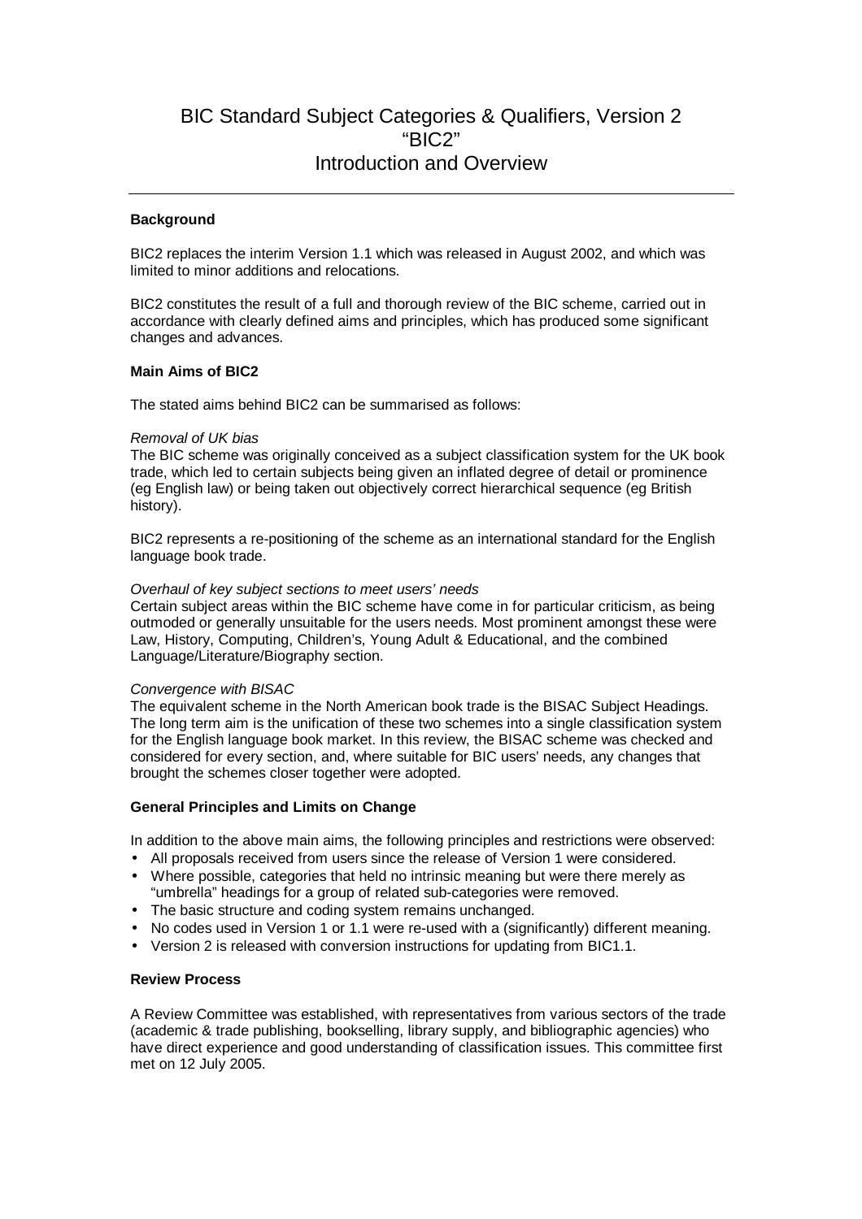# BIC Standard Subject Categories & Qualifiers, Version 2 "BIC2" Introduction and Overview

---

**Background**

BIC2 replaces the interim Version 1.1 which was released in August 2002, and which was limited to minor additions and relocations.

BIC2 constitutes the result of a full and thorough review of the BIC scheme, carried out in accordance with clearly defined aims and principles, which has produced some significant changes and advances.

**Main Aims of BIC2**

The stated aims behind BIC2 can be summarised as follows:

*Removal of UK bias*
The BIC scheme was originally conceived as a subject classification system for the UK book trade, which led to certain subjects being given an inflated degree of detail or prominence (eg English law) or being taken out objectively correct hierarchical sequence (eg British history).

BIC2 represents a re-positioning of the scheme as an international standard for the English language book trade.

*Overhaul of key subject sections to meet users' needs*
Certain subject areas within the BIC scheme have come in for particular criticism, as being outmoded or generally unsuitable for the users needs. Most prominent amongst these were Law, History, Computing, Children's, Young Adult & Educational, and the combined Language/Literature/Biography section.

*Convergence with BISAC*
The equivalent scheme in the North American book trade is the BISAC Subject Headings. The long term aim is the unification of these two schemes into a single classification system for the English language book market. In this review, the BISAC scheme was checked and considered for every section, and, where suitable for BIC users' needs, any changes that brought the schemes closer together were adopted.

**General Principles and Limits on Change**

In addition to the above main aims, the following principles and restrictions were observed:

- All proposals received from users since the release of Version 1 were considered.
- Where possible, categories that held no intrinsic meaning but were there merely as "umbrella" headings for a group of related sub-categories were removed.
- The basic structure and coding system remains unchanged.
- No codes used in Version 1 or 1.1 were re-used with a (significantly) different meaning.
- Version 2 is released with conversion instructions for updating from BIC1.1.

**Review Process**

A Review Committee was established, with representatives from various sectors of the trade (academic & trade publishing, bookselling, library supply, and bibliographic agencies) who have direct experience and good understanding of classification issues. This committee first met on 12 July 2005.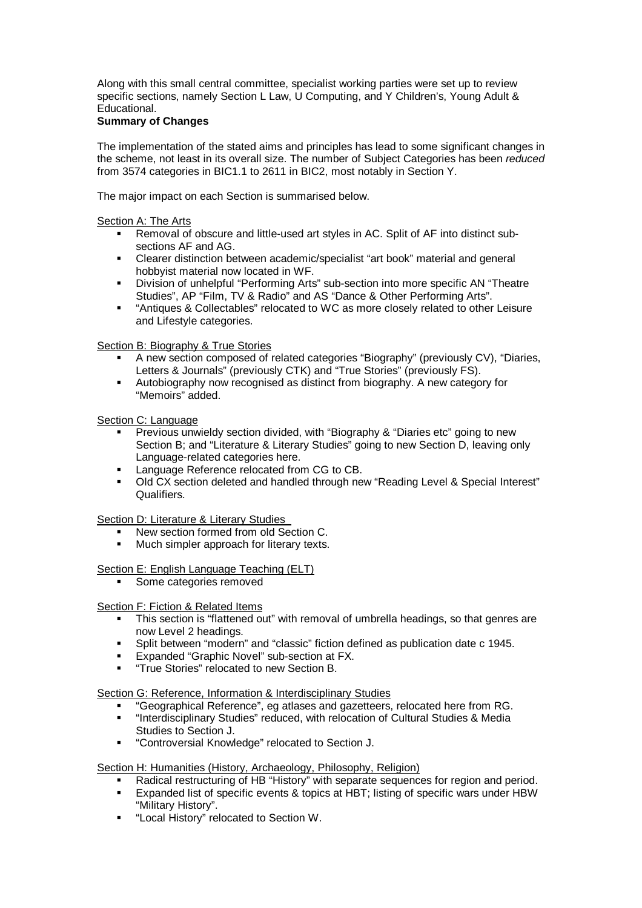Along with this small central committee, specialist working parties were set up to review specific sections, namely Section L Law, U Computing, and Y Children's, Young Adult & Educational.

**Summary of Changes**

The implementation of the stated aims and principles has lead to some significant changes in the scheme, not least in its overall size. The number of Subject Categories has been *reduced* from 3574 categories in BIC1.1 to 2611 in BIC2, most notably in Section Y.

The major impact on each Section is summarised below.

Section A: The Arts

- Removal of obscure and little-used art styles in AC. Split of AF into distinct sub-sections AF and AG.
- Clearer distinction between academic/specialist "art book" material and general hobbyist material now located in WF.
- Division of unhelpful "Performing Arts" sub-section into more specific AN "Theatre Studies", AP "Film, TV & Radio" and AS "Dance & Other Performing Arts".
- "Antiques & Collectables" relocated to WC as more closely related to other Leisure and Lifestyle categories.

Section B: Biography & True Stories

- A new section composed of related categories "Biography" (previously CV), "Diaries, Letters & Journals" (previously CTK) and "True Stories" (previously FS).
- Autobiography now recognised as distinct from biography. A new category for "Memoirs" added.

Section C: Language

- Previous unwieldy section divided, with "Biography & "Diaries etc" going to new Section B; and "Literature & Literary Studies" going to new Section D, leaving only Language-related categories here.
- Language Reference relocated from CG to CB.
- Old CX section deleted and handled through new "Reading Level & Special Interest" Qualifiers.

Section D: Literature & Literary Studies

- New section formed from old Section C.
- Much simpler approach for literary texts.

Section E: English Language Teaching (ELT)

- Some categories removed

Section F: Fiction & Related Items

- This section is "flattened out" with removal of umbrella headings, so that genres are now Level 2 headings.
- Split between "modern" and "classic" fiction defined as publication date c 1945.
- Expanded "Graphic Novel" sub-section at FX.
- "True Stories" relocated to new Section B.

Section G: Reference, Information & Interdisciplinary Studies

- "Geographical Reference", eg atlases and gazetteers, relocated here from RG.
- "Interdisciplinary Studies" reduced, with relocation of Cultural Studies & Media Studies to Section J.
- "Controversial Knowledge" relocated to Section J.

Section H: Humanities (History, Archaeology, Philosophy, Religion)

- Radical restructuring of HB "History" with separate sequences for region and period.
- Expanded list of specific events & topics at HBT; listing of specific wars under HBW "Military History".
- "Local History" relocated to Section W.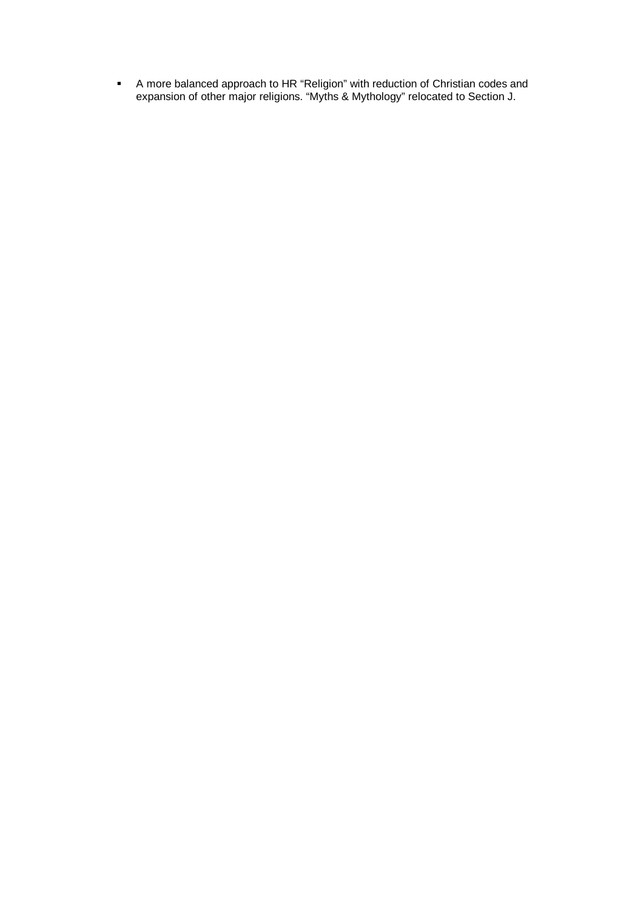- A more balanced approach to HR “Religion” with reduction of Christian codes and expansion of other major religions. “Myths & Mythology” relocated to Section J.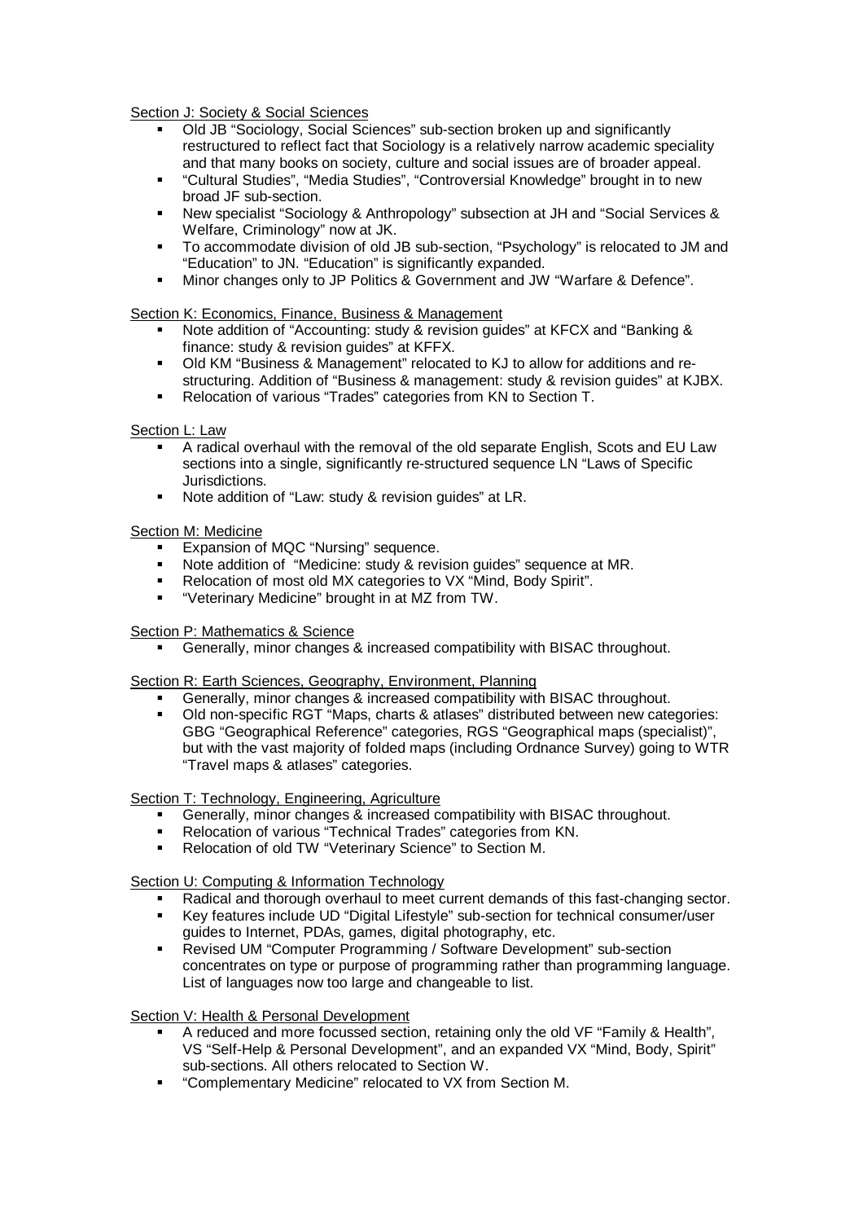Section J: Society & Social Sciences

- Old JB "Sociology, Social Sciences" sub-section broken up and significantly restructured to reflect fact that Sociology is a relatively narrow academic speciality and that many books on society, culture and social issues are of broader appeal.
- "Cultural Studies", "Media Studies", "Controversial Knowledge" brought in to new broad JF sub-section.
- New specialist "Sociology & Anthropology" subsection at JH and "Social Services & Welfare, Criminology" now at JK.
- To accommodate division of old JB sub-section, "Psychology" is relocated to JM and "Education" to JN. "Education" is significantly expanded.
- Minor changes only to JP Politics & Government and JW "Warfare & Defence".

Section K: Economics, Finance, Business & Management

- Note addition of "Accounting: study & revision guides" at KFCX and "Banking & finance: study & revision guides" at KFFX.
- Old KM "Business & Management" relocated to KJ to allow for additions and re-structuring. Addition of "Business & management: study & revision guides" at KJBX.
- Relocation of various "Trades" categories from KN to Section T.

Section L: Law

- A radical overhaul with the removal of the old separate English, Scots and EU Law sections into a single, significantly re-structured sequence LN "Laws of Specific Jurisdictions.
- Note addition of "Law: study & revision guides" at LR.

Section M: Medicine

- Expansion of MQC "Nursing" sequence.
- Note addition of "Medicine: study & revision guides" sequence at MR.
- Relocation of most old MX categories to VX "Mind, Body Spirit".
- "Veterinary Medicine" brought in at MZ from TW.

Section P: Mathematics & Science

- Generally, minor changes & increased compatibility with BISAC throughout.

Section R: Earth Sciences, Geography, Environment, Planning

- Generally, minor changes & increased compatibility with BISAC throughout.
- Old non-specific RGT "Maps, charts & atlases" distributed between new categories: GBG "Geographical Reference" categories, RGS "Geographical maps (specialist)", but with the vast majority of folded maps (including Ordnance Survey) going to WTR "Travel maps & atlases" categories.

Section T: Technology, Engineering, Agriculture

- Generally, minor changes & increased compatibility with BISAC throughout.
- Relocation of various "Technical Trades" categories from KN.
- Relocation of old TW "Veterinary Science" to Section M.

Section U: Computing & Information Technology

- Radical and thorough overhaul to meet current demands of this fast-changing sector.
- Key features include UD "Digital Lifestyle" sub-section for technical consumer/user guides to Internet, PDAs, games, digital photography, etc.
- Revised UM "Computer Programming / Software Development" sub-section concentrates on type or purpose of programming rather than programming language. List of languages now too large and changeable to list.

Section V: Health & Personal Development

- A reduced and more focussed section, retaining only the old VF "Family & Health", VS "Self-Help & Personal Development", and an expanded VX "Mind, Body, Spirit" sub-sections. All others relocated to Section W.
- "Complementary Medicine" relocated to VX from Section M.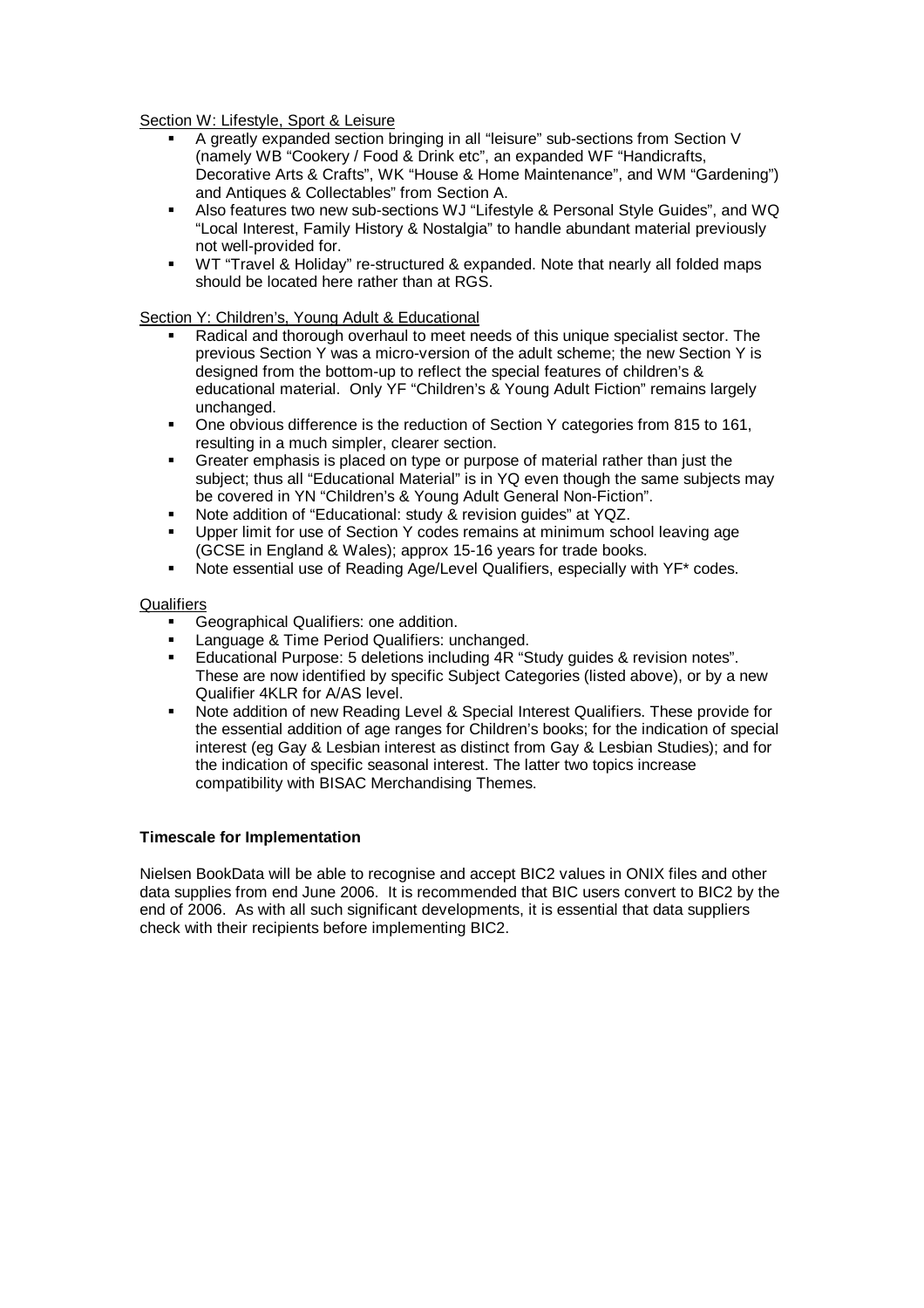<u>Section W: Lifestyle, Sport & Leisure</u>

- A greatly expanded section bringing in all "leisure" sub-sections from Section V (namely WB "Cookery / Food & Drink etc", an expanded WF "Handicrafts, Decorative Arts & Crafts", WK "House & Home Maintenance", and WM "Gardening") and Antiques & Collectables" from Section A.
- Also features two new sub-sections WJ "Lifestyle & Personal Style Guides", and WQ "Local Interest, Family History & Nostalgia" to handle abundant material previously not well-provided for.
- WT "Travel & Holiday" re-structured & expanded. Note that nearly all folded maps should be located here rather than at RGS.

<u>Section Y: Children's, Young Adult & Educational</u>

- Radical and thorough overhaul to meet needs of this unique specialist sector. The previous Section Y was a micro-version of the adult scheme; the new Section Y is designed from the bottom-up to reflect the special features of children's & educational material. Only YF "Children's & Young Adult Fiction" remains largely unchanged.
- One obvious difference is the reduction of Section Y categories from 815 to 161, resulting in a much simpler, clearer section.
- Greater emphasis is placed on type or purpose of material rather than just the subject; thus all "Educational Material" is in YQ even though the same subjects may be covered in YN "Children's & Young Adult General Non-Fiction".
- Note addition of "Educational: study & revision guides" at YQZ.
- Upper limit for use of Section Y codes remains at minimum school leaving age (GCSE in England & Wales); approx 15-16 years for trade books.
- Note essential use of Reading Age/Level Qualifiers, especially with YF* codes.

<u>Qualifiers</u>

- Geographical Qualifiers: one addition.
- Language & Time Period Qualifiers: unchanged.
- Educational Purpose: 5 deletions including 4R "Study guides & revision notes". These are now identified by specific Subject Categories (listed above), or by a new Qualifier 4KLR for A/AS level.
- Note addition of new Reading Level & Special Interest Qualifiers. These provide for the essential addition of age ranges for Children's books; for the indication of special interest (eg Gay & Lesbian interest as distinct from Gay & Lesbian Studies); and for the indication of specific seasonal interest. The latter two topics increase compatibility with BISAC Merchandising Themes.

**Timescale for Implementation**

Nielsen BookData will be able to recognise and accept BIC2 values in ONIX files and other data supplies from end June 2006. It is recommended that BIC users convert to BIC2 by the end of 2006. As with all such significant developments, it is essential that data suppliers check with their recipients before implementing BIC2.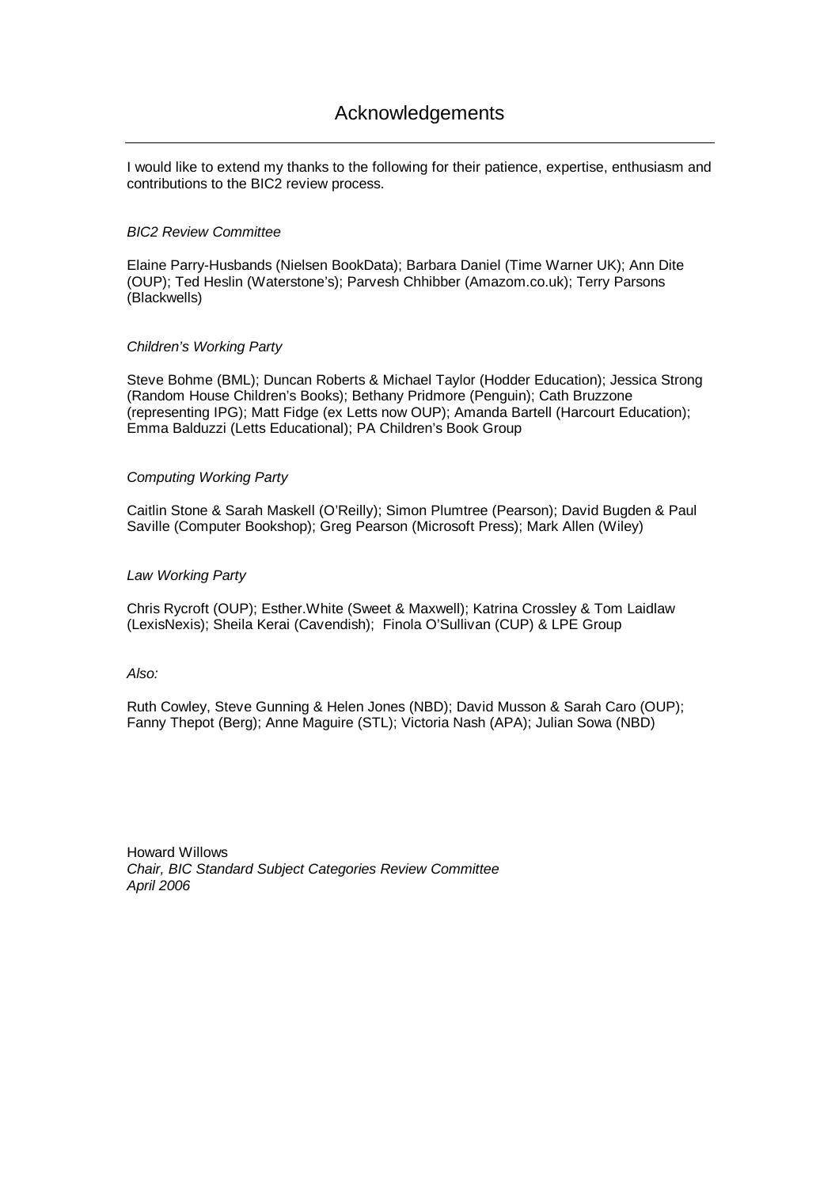# Acknowledgements

I would like to extend my thanks to the following for their patience, expertise, enthusiasm and contributions to the BIC2 review process.

*BIC2 Review Committee*

Elaine Parry-Husbands (Nielsen BookData); Barbara Daniel (Time Warner UK); Ann Dite (OUP); Ted Heslin (Waterstone's); Parvesh Chhibber (Amazom.co.uk); Terry Parsons (Blackwells)

*Children's Working Party*

Steve Bohme (BML); Duncan Roberts & Michael Taylor (Hodder Education); Jessica Strong (Random House Children's Books); Bethany Pridmore (Penguin); Cath Bruzzone (representing IPG); Matt Fidge (ex Letts now OUP); Amanda Bartell (Harcourt Education); Emma Balduzzi (Letts Educational); PA Children's Book Group

*Computing Working Party*

Caitlin Stone & Sarah Maskell (O'Reilly); Simon Plumtree (Pearson); David Bugden & Paul Saville (Computer Bookshop); Greg Pearson (Microsoft Press); Mark Allen (Wiley)

*Law Working Party*

Chris Rycroft (OUP); Esther.White (Sweet & Maxwell); Katrina Crossley & Tom Laidlaw (LexisNexis); Sheila Kerai (Cavendish); Finola O'Sullivan (CUP) & LPE Group

*Also:*

Ruth Cowley, Steve Gunning & Helen Jones (NBD); David Musson & Sarah Caro (OUP); Fanny Thepot (Berg); Anne Maguire (STL); Victoria Nash (APA); Julian Sowa (NBD)

Howard Willows  
*Chair, BIC Standard Subject Categories Review Committee*  
*April 2006*